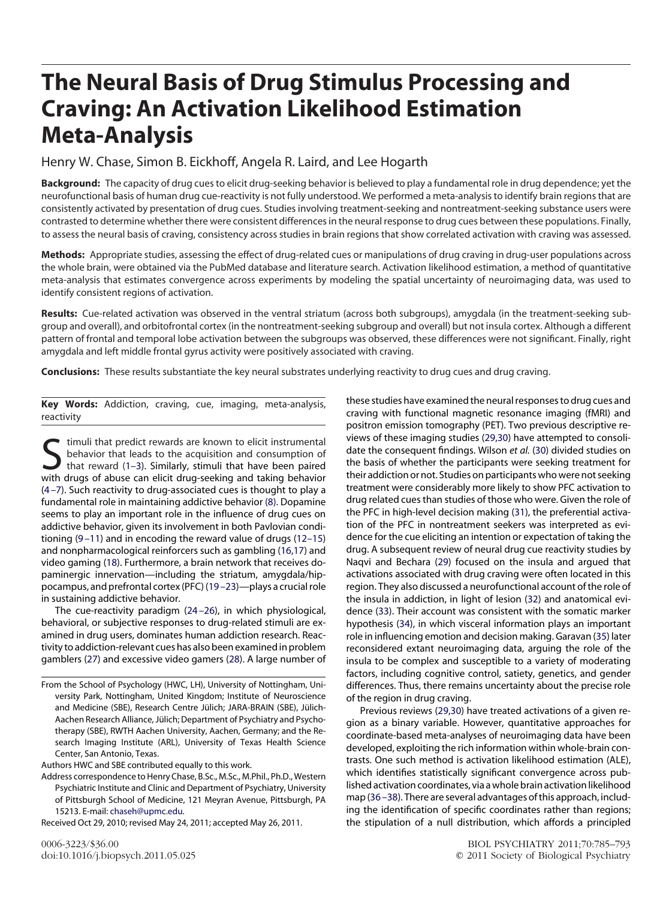# The Neural Basis of Drug Stimulus Processing and Craving: An Activation Likelihood Estimation Meta-Analysis

Henry W. Chase, Simon B. Eickhoff, Angela R. Laird, and Lee Hogarth

**Background:** The capacity of drug cues to elicit drug-seeking behavior is believed to play a fundamental role in drug dependence; yet the neurofunctional basis of human drug cue-reactivity is not fully understood. We performed a meta-analysis to identify brain regions that are consistently activated by presentation of drug cues. Studies involving treatment-seeking and nontreatment-seeking substance users were contrasted to determine whether there were consistent differences in the neural response to drug cues between these populations. Finally, to assess the neural basis of craving, consistency across studies in brain regions that show correlated activation with craving was assessed.

**Methods:** Appropriate studies, assessing the effect of drug-related cues or manipulations of drug craving in drug-user populations across the whole brain, were obtained via the PubMed database and literature search. Activation likelihood estimation, a method of quantitative meta-analysis that estimates convergence across experiments by modeling the spatial uncertainty of neuroimaging data, was used to identify consistent regions of activation.

**Results:** Cue-related activation was observed in the ventral striatum (across both subgroups), amygdala (in the treatment-seeking subgroup and overall), and orbitofrontal cortex (in the nontreatment-seeking subgroup and overall) but not insula cortex. Although a different pattern of frontal and temporal lobe activation between the subgroups was observed, these differences were not significant. Finally, right amygdala and left middle frontal gyrus activity were positively associated with craving.

**Conclusions:** These results substantiate the key neural substrates underlying reactivity to drug cues and drug craving.

**Key Words:** Addiction, craving, cue, imaging, meta-analysis, reactivity

Stimuli that predict rewards are known to elicit instrumental behavior that leads to the acquisition and consumption of that reward (1–3). Similarly, stimuli that have been paired with drugs of abuse can elicit drug-seeking and taking behavior (4–7). Such reactivity to drug-associated cues is thought to play a fundamental role in maintaining addictive behavior (8). Dopamine seems to play an important role in the influence of drug cues on addictive behavior, given its involvement in both Pavlovian conditioning (9–11) and in encoding the reward value of drugs (12–15) and nonpharmacological reinforcers such as gambling (16,17) and video gaming (18). Furthermore, a brain network that receives dopaminergic innervation—including the striatum, amygdala/hippocampus, and prefrontal cortex (PFC) (19–23)—plays a crucial role in sustaining addictive behavior.

The cue-reactivity paradigm (24–26), in which physiological, behavioral, or subjective responses to drug-related stimuli are examined in drug users, dominates human addiction research. Reactivity to addiction-relevant cues has also been examined in problem gamblers (27) and excessive video gamers (28). A large number of these studies have examined the neural responses to drug cues and craving with functional magnetic resonance imaging (fMRI) and positron emission tomography (PET). Two previous descriptive reviews of these imaging studies (29,30) have attempted to consolidate the consequent findings. Wilson *et al.* (30) divided studies on the basis of whether the participants were seeking treatment for their addiction or not. Studies on participants who were not seeking treatment were considerably more likely to show PFC activation to drug related cues than studies of those who were. Given the role of the PFC in high-level decision making (31), the preferential activation of the PFC in nontreatment seekers was interpreted as evidence for the cue eliciting an intention or expectation of taking the drug. A subsequent review of neural drug cue reactivity studies by Naqvi and Bechara (29) focused on the insula and argued that activations associated with drug craving were often located in this region. They also discussed a neurofunctional account of the role of the insula in addiction, in light of lesion (32) and anatomical evidence (33). Their account was consistent with the somatic marker hypothesis (34), in which visceral information plays an important role in influencing emotion and decision making. Garavan (35) later reconsidered extant neuroimaging data, arguing the role of the insula to be complex and susceptible to a variety of moderating factors, including cognitive control, satiety, genetics, and gender differences. Thus, there remains uncertainty about the precise role of the region in drug craving.

Previous reviews (29,30) have treated activations of a given region as a binary variable. However, quantitative approaches for coordinate-based meta-analyses of neuroimaging data have been developed, exploiting the rich information within whole-brain contrasts. One such method is activation likelihood estimation (ALE), which identifies statistically significant convergence across published activation coordinates, via a whole brain activation likelihood map (36–38). There are several advantages of this approach, including the identification of specific coordinates rather than regions; the stipulation of a null distribution, which affords a principled

From the School of Psychology (HWC, LH), University of Nottingham, University Park, Nottingham, United Kingdom; Institute of Neuroscience and Medicine (SBE), Research Centre Jülich; JARA-BRAIN (SBE), Jülich-Aachen Research Alliance, Jülich; Department of Psychiatry and Psychotherapy (SBE), RWTH Aachen University, Aachen, Germany; and the Research Imaging Institute (ARL), University of Texas Health Science Center, San Antonio, Texas.

Authors HWC and SBE contributed equally to this work.

Address correspondence to Henry Chase, B.Sc., M.Sc., M.Phil., Ph.D., Western Psychiatric Institute and Clinic and Department of Psychiatry, University of Pittsburgh School of Medicine, 121 Meyran Avenue, Pittsburgh, PA 15213. E-mail: chaseh@upmc.edu.

Received Oct 29, 2010; revised May 24, 2011; accepted May 26, 2011.

0006-3223/$36.00
doi:10.1016/j.biopsych.2011.05.025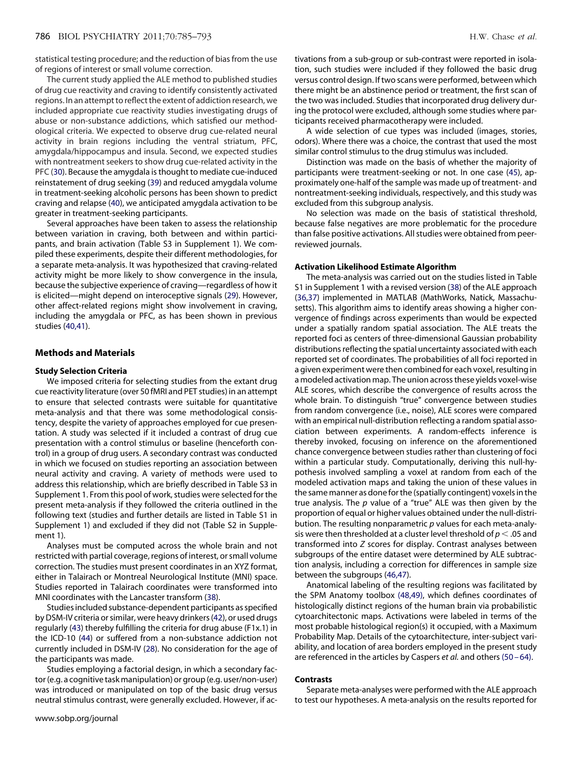statistical testing procedure; and the reduction of bias from the use of regions of interest or small volume correction.

The current study applied the ALE method to published studies of drug cue reactivity and craving to identify consistently activated regions. In an attempt to reflect the extent of addiction research, we included appropriate cue reactivity studies investigating drugs of abuse or non-substance addictions, which satisfied our methodological criteria. We expected to observe drug cue-related neural activity in brain regions including the ventral striatum, PFC, amygdala/hippocampus and insula. Second, we expected studies with nontreatment seekers to show drug cue-related activity in the PFC (30). Because the amygdala is thought to mediate cue-induced reinstatement of drug seeking (39) and reduced amygdala volume in treatment-seeking alcoholic persons has been shown to predict craving and relapse (40), we anticipated amygdala activation to be greater in treatment-seeking participants.

Several approaches have been taken to assess the relationship between variation in craving, both between and within participants, and brain activation (Table S3 in Supplement 1). We compiled these experiments, despite their different methodologies, for a separate meta-analysis. It was hypothesized that craving-related activity might be more likely to show convergence in the insula, because the subjective experience of craving—regardless of how it is elicited—might depend on interoceptive signals (29). However, other affect-related regions might show involvement in craving, including the amygdala or PFC, as has been shown in previous studies (40,41).

## Methods and Materials

### Study Selection Criteria

We imposed criteria for selecting studies from the extant drug cue reactivity literature (over 50 fMRI and PET studies) in an attempt to ensure that selected contrasts were suitable for quantitative meta-analysis and that there was some methodological consistency, despite the variety of approaches employed for cue presentation. A study was selected if it included a contrast of drug cue presentation with a control stimulus or baseline (henceforth control) in a group of drug users. A secondary contrast was conducted in which we focused on studies reporting an association between neural activity and craving. A variety of methods were used to address this relationship, which are briefly described in Table S3 in Supplement 1. From this pool of work, studies were selected for the present meta-analysis if they followed the criteria outlined in the following text (studies and further details are listed in Table S1 in Supplement 1) and excluded if they did not (Table S2 in Supplement 1).

Analyses must be computed across the whole brain and not restricted with partial coverage, regions of interest, or small volume correction. The studies must present coordinates in an XYZ format, either in Talairach or Montreal Neurological Institute (MNI) space. Studies reported in Talairach coordinates were transformed into MNI coordinates with the Lancaster transform (38).

Studies included substance-dependent participants as specified by DSM-IV criteria or similar, were heavy drinkers (42), or used drugs regularly (43) thereby fulfilling the criteria for drug abuse (F1x.1) in the ICD-10 (44) or suffered from a non-substance addiction not currently included in DSM-IV (28). No consideration for the age of the participants was made.

Studies employing a factorial design, in which a secondary factor (e.g. a cognitive task manipulation) or group (e.g. user/non-user) was introduced or manipulated on top of the basic drug versus neutral stimulus contrast, were generally excluded. However, if activations from a sub-group or sub-contrast were reported in isolation, such studies were included if they followed the basic drug versus control design. If two scans were performed, between which there might be an abstinence period or treatment, the first scan of the two was included. Studies that incorporated drug delivery during the protocol were excluded, although some studies where participants received pharmacotherapy were included.

A wide selection of cue types was included (images, stories, odors). Where there was a choice, the contrast that used the most similar control stimulus to the drug stimulus was included.

Distinction was made on the basis of whether the majority of participants were treatment-seeking or not. In one case (45), approximately one-half of the sample was made up of treatment- and nontreatment-seeking individuals, respectively, and this study was excluded from this subgroup analysis.

No selection was made on the basis of statistical threshold, because false negatives are more problematic for the procedure than false positive activations. All studies were obtained from peer-reviewed journals.

### Activation Likelihood Estimate Algorithm

The meta-analysis was carried out on the studies listed in Table S1 in Supplement 1 with a revised version (38) of the ALE approach (36,37) implemented in MATLAB (MathWorks, Natick, Massachusetts). This algorithm aims to identify areas showing a higher convergence of findings across experiments than would be expected under a spatially random spatial association. The ALE treats the reported foci as centers of three-dimensional Gaussian probability distributions reflecting the spatial uncertainty associated with each reported set of coordinates. The probabilities of all foci reported in a given experiment were then combined for each voxel, resulting in a modeled activation map. The union across these yields voxel-wise ALE scores, which describe the convergence of results across the whole brain. To distinguish "true" convergence between studies from random convergence (i.e., noise), ALE scores were compared with an empirical null-distribution reflecting a random spatial association between experiments. A random-effects inference is thereby invoked, focusing on inference on the aforementioned chance convergence between studies rather than clustering of foci within a particular study. Computationally, deriving this null-hypothesis involved sampling a voxel at random from each of the modeled activation maps and taking the union of these values in the same manner as done for the (spatially contingent) voxels in the true analysis. The $p$ value of a "true" ALE was then given by the proportion of equal or higher values obtained under the null-distribution. The resulting nonparametric $p$ values for each meta-analysis were then thresholded at a cluster level threshold of $p < .05$ and transformed into $Z$ scores for display. Contrast analyses between subgroups of the entire dataset were determined by ALE subtraction analysis, including a correction for differences in sample size between the subgroups (46,47).

Anatomical labeling of the resulting regions was facilitated by the SPM Anatomy toolbox (48,49), which defines coordinates of histologically distinct regions of the human brain via probabilistic cytoarchitectonic maps. Activations were labeled in terms of the most probable histological region(s) it occupied, with a Maximum Probability Map. Details of the cytoarchitecture, inter-subject variability, and location of area borders employed in the present study are referenced in the articles by Caspers *et al.* and others (50–64).

### Contrasts

Separate meta-analyses were performed with the ALE approach to test our hypotheses. A meta-analysis on the results reported for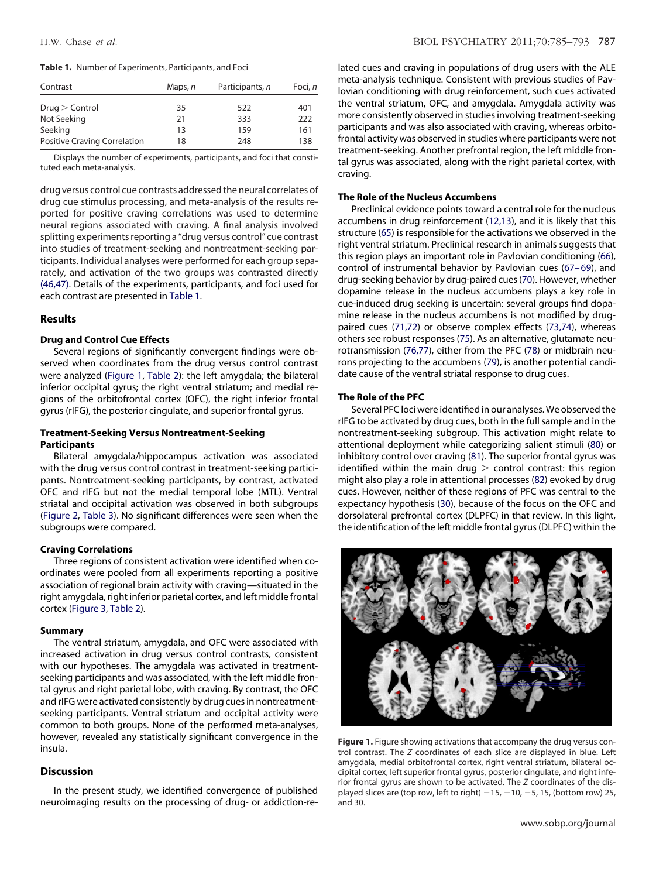**Table 1.** Number of Experiments, Participants, and Foci

| Contrast | Maps, *n* | Participants, *n* | Foci, *n* |
|---|---|---|---|
| Drug > Control | 35 | 522 | 401 |
| Not Seeking | 21 | 333 | 222 |
| Seeking | 13 | 159 | 161 |
| Positive Craving Correlation | 18 | 248 | 138 |

Displays the number of experiments, participants, and foci that constituted each meta-analysis.

drug versus control cue contrasts addressed the neural correlates of drug cue stimulus processing, and meta-analysis of the results reported for positive craving correlations was used to determine neural regions associated with craving. A final analysis involved splitting experiments reporting a "drug versus control" cue contrast into studies of treatment-seeking and nontreatment-seeking participants. Individual analyses were performed for each group separately, and activation of the two groups was contrasted directly (46,47). Details of the experiments, participants, and foci used for each contrast are presented in Table 1.

## Results

### Drug and Control Cue Effects

Several regions of significantly convergent findings were observed when coordinates from the drug versus control contrast were analyzed (Figure 1, Table 2): the left amygdala; the bilateral inferior occipital gyrus; the right ventral striatum; and medial regions of the orbitofrontal cortex (OFC), the right inferior frontal gyrus (rIFG), the posterior cingulate, and superior frontal gyrus.

### Treatment-Seeking Versus Nontreatment-Seeking Participants

Bilateral amygdala/hippocampus activation was associated with the drug versus control contrast in treatment-seeking participants. Nontreatment-seeking participants, by contrast, activated OFC and rIFG but not the medial temporal lobe (MTL). Ventral striatal and occipital activation was observed in both subgroups (Figure 2, Table 3). No significant differences were seen when the subgroups were compared.

### Craving Correlations

Three regions of consistent activation were identified when coordinates were pooled from all experiments reporting a positive association of regional brain activity with craving—situated in the right amygdala, right inferior parietal cortex, and left middle frontal cortex (Figure 3, Table 2).

### Summary

The ventral striatum, amygdala, and OFC were associated with increased activation in drug versus control contrasts, consistent with our hypotheses. The amygdala was activated in treatment-seeking participants and was associated, with the left middle frontal gyrus and right parietal lobe, with craving. By contrast, the OFC and rIFG were activated consistently by drug cues in nontreatment-seeking participants. Ventral striatum and occipital activity were common to both groups. None of the performed meta-analyses, however, revealed any statistically significant convergence in the insula.

## Discussion

In the present study, we identified convergence of published neuroimaging results on the processing of drug- or addiction-related cues and craving in populations of drug users with the ALE meta-analysis technique. Consistent with previous studies of Pavlovian conditioning with drug reinforcement, such cues activated the ventral striatum, OFC, and amygdala. Amygdala activity was more consistently observed in studies involving treatment-seeking participants and was also associated with craving, whereas orbitofrontal activity was observed in studies where participants were not treatment-seeking. Another prefrontal region, the left middle frontal gyrus was associated, along with the right parietal cortex, with craving.

### The Role of the Nucleus Accumbens

Preclinical evidence points toward a central role for the nucleus accumbens in drug reinforcement (12,13), and it is likely that this structure (65) is responsible for the activations we observed in the right ventral striatum. Preclinical research in animals suggests that this region plays an important role in Pavlovian conditioning (66), control of instrumental behavior by Pavlovian cues (67–69), and drug-seeking behavior by drug-paired cues (70). However, whether dopamine release in the nucleus accumbens plays a key role in cue-induced drug seeking is uncertain: several groups find dopamine release in the nucleus accumbens is not modified by drug-paired cues (71,72) or observe complex effects (73,74), whereas others see robust responses (75). As an alternative, glutamate neurotransmission (76,77), either from the PFC (78) or midbrain neurons projecting to the accumbens (79), is another potential candidate cause of the ventral striatal response to drug cues.

### The Role of the PFC

Several PFC loci were identified in our analyses. We observed the rIFG to be activated by drug cues, both in the full sample and in the nontreatment-seeking subgroup. This activation might relate to attentional deployment while categorizing salient stimuli (80) or inhibitory control over craving (81). The superior frontal gyrus was identified within the main drug > control contrast: this region might also play a role in attentional processes (82) evoked by drug cues. However, neither of these regions of PFC was central to the expectancy hypothesis (30), because of the focus on the OFC and dorsolateral prefrontal cortex (DLPFC) in that review. In this light, the identification of the left middle frontal gyrus (DLPFC) within the

**Figure 1.** Figure showing activations that accompany the drug versus control contrast. The *Z* coordinates of each slice are displayed in blue. Left amygdala, medial orbitofrontal cortex, right ventral striatum, bilateral occipital cortex, left superior frontal gyrus, posterior cingulate, and right inferior frontal gyrus are shown to be activated. The *Z* coordinates of the displayed slices are (top row, left to right) −15, −10, −5, 15, (bottom row) 25, and 30.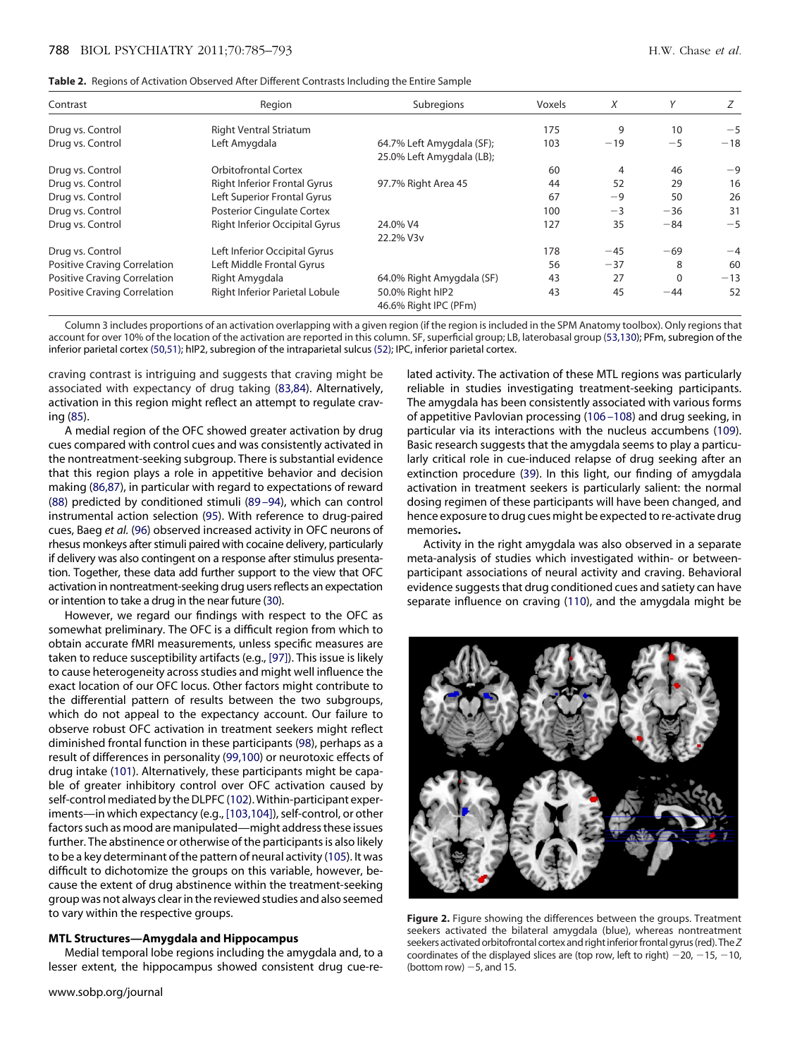**Table 2.** Regions of Activation Observed After Different Contrasts Including the Entire Sample

| Contrast | Region | Subregions | Voxels | X | Y | Z |
|---|---|---|---|---|---|---|
| Drug vs. Control | Right Ventral Striatum | | 175 | 9 | 10 | −5 |
| Drug vs. Control | Left Amygdala | 64.7% Left Amygdala (SF); 25.0% Left Amygdala (LB); | 103 | −19 | −5 | −18 |
| Drug vs. Control | Orbitofrontal Cortex | | 60 | 4 | 46 | −9 |
| Drug vs. Control | Right Inferior Frontal Gyrus | 97.7% Right Area 45 | 44 | 52 | 29 | 16 |
| Drug vs. Control | Left Superior Frontal Gyrus | | 67 | −9 | 50 | 26 |
| Drug vs. Control | Posterior Cingulate Cortex | | 100 | −3 | −36 | 31 |
| Drug vs. Control | Right Inferior Occipital Gyrus | 24.0% V4 22.2% V3v | 127 | 35 | −84 | −5 |
| Drug vs. Control | Left Inferior Occipital Gyrus | | 178 | −45 | −69 | −4 |
| Positive Craving Correlation | Left Middle Frontal Gyrus | | 56 | −37 | 8 | 60 |
| Positive Craving Correlation | Right Amygdala | 64.0% Right Amygdala (SF) | 43 | 27 | 0 | −13 |
| Positive Craving Correlation | Right Inferior Parietal Lobule | 50.0% Right hIP2 46.6% Right IPC (PFm) | 43 | 45 | −44 | 52 |

Column 3 includes proportions of an activation overlapping with a given region (if the region is included in the SPM Anatomy toolbox). Only regions that account for over 10% of the location of the activation are reported in this column. SF, superficial group; LB, laterobasal group (53,130); PFm, subregion of the inferior parietal cortex (50,51); hIP2, subregion of the intraparietal sulcus (52); IPC, inferior parietal cortex.

craving contrast is intriguing and suggests that craving might be associated with expectancy of drug taking (83,84). Alternatively, activation in this region might reflect an attempt to regulate craving (85).

A medial region of the OFC showed greater activation by drug cues compared with control cues and was consistently activated in the nontreatment-seeking subgroup. There is substantial evidence that this region plays a role in appetitive behavior and decision making (86,87), in particular with regard to expectations of reward (88) predicted by conditioned stimuli (89–94), which can control instrumental action selection (95). With reference to drug-paired cues, Baeg *et al.* (96) observed increased activity in OFC neurons of rhesus monkeys after stimuli paired with cocaine delivery, particularly if delivery was also contingent on a response after stimulus presentation. Together, these data add further support to the view that OFC activation in nontreatment-seeking drug users reflects an expectation or intention to take a drug in the near future (30).

However, we regard our findings with respect to the OFC as somewhat preliminary. The OFC is a difficult region from which to obtain accurate fMRI measurements, unless specific measures are taken to reduce susceptibility artifacts (e.g., [97]). This issue is likely to cause heterogeneity across studies and might well influence the exact location of our OFC locus. Other factors might contribute to the differential pattern of results between the two subgroups, which do not appeal to the expectancy account. Our failure to observe robust OFC activation in treatment seekers might reflect diminished frontal function in these participants (98), perhaps as a result of differences in personality (99,100) or neurotoxic effects of drug intake (101). Alternatively, these participants might be capable of greater inhibitory control over OFC activation caused by self-control mediated by the DLPFC (102). Within-participant experiments—in which expectancy (e.g., [103,104]), self-control, or other factors such as mood are manipulated—might address these issues further. The abstinence or otherwise of the participants is also likely to be a key determinant of the pattern of neural activity (105). It was difficult to dichotomize the groups on this variable, however, because the extent of drug abstinence within the treatment-seeking group was not always clear in the reviewed studies and also seemed to vary within the respective groups.

#### MTL Structures—Amygdala and Hippocampus

Medial temporal lobe regions including the amygdala and, to a lesser extent, the hippocampus showed consistent drug cue-related activity. The activation of these MTL regions was particularly reliable in studies investigating treatment-seeking participants. The amygdala has been consistently associated with various forms of appetitive Pavlovian processing (106–108) and drug seeking, in particular via its interactions with the nucleus accumbens (109). Basic research suggests that the amygdala seems to play a particularly critical role in cue-induced relapse of drug seeking after an extinction procedure (39). In this light, our finding of amygdala activation in treatment seekers is particularly salient: the normal dosing regimen of these participants will have been changed, and hence exposure to drug cues might be expected to re-activate drug memories.

Activity in the right amygdala was also observed in a separate meta-analysis of studies which investigated within- or between-participant associations of neural activity and craving. Behavioral evidence suggests that drug conditioned cues and satiety can have separate influence on craving (110), and the amygdala might be

**Figure 2.** Figure showing the differences between the groups. Treatment seekers activated the bilateral amygdala (blue), whereas nontreatment seekers activated orbitofrontal cortex and right inferior frontal gyrus (red). The *Z* coordinates of the displayed slices are (top row, left to right) −20, −15, −10, (bottom row) −5, and 15.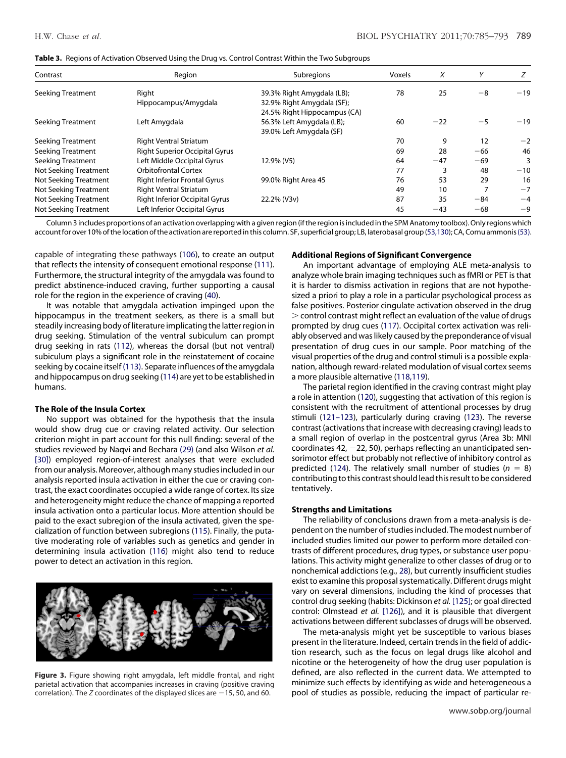**Table 3.** Regions of Activation Observed Using the Drug vs. Control Contrast Within the Two Subgroups

| Contrast | Region | Subregions | Voxels | X | Y | Z |
|---|---|---|---|---|---|---|
| Seeking Treatment | Right Hippocampus/Amygdala | 39.3% Right Amygdala (LB); 32.9% Right Amygdala (SF); 24.5% Right Hippocampus (CA) | 78 | 25 | −8 | −19 |
| Seeking Treatment | Left Amygdala | 56.3% Left Amygdala (LB); 39.0% Left Amygdala (SF) | 60 | −22 | −5 | −19 |
| Seeking Treatment | Right Ventral Striatum | | 70 | 9 | 12 | −2 |
| Seeking Treatment | Right Superior Occipital Gyrus | | 69 | 28 | −66 | 46 |
| Seeking Treatment | Left Middle Occipital Gyrus | 12.9% (V5) | 64 | −47 | −69 | 3 |
| Not Seeking Treatment | Orbitofrontal Cortex | | 77 | 3 | 48 | −10 |
| Not Seeking Treatment | Right Inferior Frontal Gyrus | 99.0% Right Area 45 | 76 | 53 | 29 | 16 |
| Not Seeking Treatment | Right Ventral Striatum | | 49 | 10 | 7 | −7 |
| Not Seeking Treatment | Right Inferior Occipital Gyrus | 22.2% (V3v) | 87 | 35 | −84 | −4 |
| Not Seeking Treatment | Left Inferior Occipital Gyrus | | 45 | −43 | −68 | −9 |

Column 3 includes proportions of an activation overlapping with a given region (if the region is included in the SPM Anatomy toolbox). Only regions which account for over 10% of the location of the activation are reported in this column. SF, superficial group; LB, laterobasal group (53,130); CA, Cornu ammonis (53).

capable of integrating these pathways (106), to create an output that reflects the intensity of consequent emotional response (111). Furthermore, the structural integrity of the amygdala was found to predict abstinence-induced craving, further supporting a causal role for the region in the experience of craving (40).

It was notable that amygdala activation impinged upon the hippocampus in the treatment seekers, as there is a small but steadily increasing body of literature implicating the latter region in drug seeking. Stimulation of the ventral subiculum can prompt drug seeking in rats (112), whereas the dorsal (but not ventral) subiculum plays a significant role in the reinstatement of cocaine seeking by cocaine itself (113). Separate influences of the amygdala and hippocampus on drug seeking (114) are yet to be established in humans.

### The Role of the Insula Cortex

No support was obtained for the hypothesis that the insula would show drug cue or craving related activity. Our selection criterion might in part account for this null finding: several of the studies reviewed by Naqvi and Bechara (29) (and also Wilson *et al.* [30]) employed region-of-interest analyses that were excluded from our analysis. Moreover, although many studies included in our analysis reported insula activation in either the cue or craving contrast, the exact coordinates occupied a wide range of cortex. Its size and heterogeneity might reduce the chance of mapping a reported insula activation onto a particular locus. More attention should be paid to the exact subregion of the insula activated, given the specialization of function between subregions (115). Finally, the putative moderating role of variables such as genetics and gender in determining insula activation (116) might also tend to reduce power to detect an activation in this region.

**Figure 3.** Figure showing right amygdala, left middle frontal, and right parietal activation that accompanies increases in craving (positive craving correlation). The Z coordinates of the displayed slices are −15, 50, and 60.

### Additional Regions of Significant Convergence

An important advantage of employing ALE meta-analysis to analyze whole brain imaging techniques such as fMRI or PET is that it is harder to dismiss activation in regions that are not hypothesized a priori to play a role in a particular psychological process as false positives. Posterior cingulate activation observed in the drug > control contrast might reflect an evaluation of the value of drugs prompted by drug cues (117). Occipital cortex activation was reliably observed and was likely caused by the preponderance of visual presentation of drug cues in our sample. Poor matching of the visual properties of the drug and control stimuli is a possible explanation, although reward-related modulation of visual cortex seems a more plausible alternative (118,119).

The parietal region identified in the craving contrast might play a role in attention (120), suggesting that activation of this region is consistent with the recruitment of attentional processes by drug stimuli (121–123), particularly during craving (123). The reverse contrast (activations that increase with decreasing craving) leads to a small region of overlap in the postcentral gyrus (Area 3b: MNI coordinates 42, −22, 50), perhaps reflecting an unanticipated sensorimotor effect but probably not reflective of inhibitory control as predicted (124). The relatively small number of studies ($n = 8$) contributing to this contrast should lead this result to be considered tentatively.

### Strengths and Limitations

The reliability of conclusions drawn from a meta-analysis is dependent on the number of studies included. The modest number of included studies limited our power to perform more detailed contrasts of different procedures, drug types, or substance user populations. This activity might generalize to other classes of drug or to nonchemical addictions (e.g., 28), but currently insufficient studies exist to examine this proposal systematically. Different drugs might vary on several dimensions, including the kind of processes that control drug seeking (habits: Dickinson *et al.* [125]; or goal directed control: Olmstead *et al.* [126]), and it is plausible that divergent activations between different subclasses of drugs will be observed.

The meta-analysis might yet be susceptible to various biases present in the literature. Indeed, certain trends in the field of addiction research, such as the focus on legal drugs like alcohol and nicotine or the heterogeneity of how the drug user population is defined, are also reflected in the current data. We attempted to minimize such effects by identifying as wide and heterogeneous a pool of studies as possible, reducing the impact of particular re-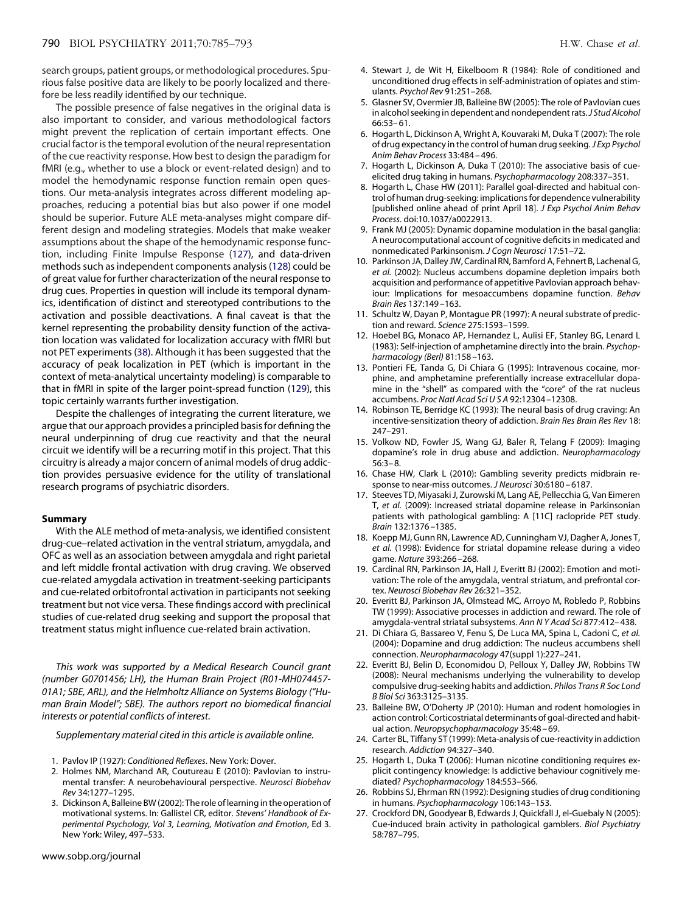search groups, patient groups, or methodological procedures. Spurious false positive data are likely to be poorly localized and therefore be less readily identified by our technique.

The possible presence of false negatives in the original data is also important to consider, and various methodological factors might prevent the replication of certain important effects. One crucial factor is the temporal evolution of the neural representation of the cue reactivity response. How best to design the paradigm for fMRI (e.g., whether to use a block or event-related design) and to model the hemodynamic response function remain open questions. Our meta-analysis integrates across different modeling approaches, reducing a potential bias but also power if one model should be superior. Future ALE meta-analyses might compare different design and modeling strategies. Models that make weaker assumptions about the shape of the hemodynamic response function, including Finite Impulse Response (127), and data-driven methods such as independent components analysis (128) could be of great value for further characterization of the neural response to drug cues. Properties in question will include its temporal dynamics, identification of distinct and stereotyped contributions to the activation and possible deactivations. A final caveat is that the kernel representing the probability density function of the activation location was validated for localization accuracy with fMRI but not PET experiments (38). Although it has been suggested that the accuracy of peak localization in PET (which is important in the context of meta-analytical uncertainty modeling) is comparable to that in fMRI in spite of the larger point-spread function (129), this topic certainly warrants further investigation.

Despite the challenges of integrating the current literature, we argue that our approach provides a principled basis for defining the neural underpinning of drug cue reactivity and that the neural circuit we identify will be a recurring motif in this project. That this circuitry is already a major concern of animal models of drug addiction provides persuasive evidence for the utility of translational research programs of psychiatric disorders.

## Summary

With the ALE method of meta-analysis, we identified consistent drug-cue–related activation in the ventral striatum, amygdala, and OFC as well as an association between amygdala and right parietal and left middle frontal activation with drug craving. We observed cue-related amygdala activation in treatment-seeking participants and cue-related orbitofrontal activation in participants not seeking treatment but not vice versa. These findings accord with preclinical studies of cue-related drug seeking and support the proposal that treatment status might influence cue-related brain activation.

*This work was supported by a Medical Research Council grant (number G0701456; LH), the Human Brain Project (R01-MH074457-01A1; SBE, ARL), and the Helmholtz Alliance on Systems Biology ("Human Brain Model"; SBE). The authors report no biomedical financial interests or potential conflicts of interest.*

*Supplementary material cited in this article is available online.*

1. Pavlov IP (1927): *Conditioned Reflexes*. New York: Dover.
2. Holmes NM, Marchand AR, Coutureau E (2010): Pavlovian to instrumental transfer: A neurobehavioural perspective. *Neurosci Biobehav Rev* 34:1277–1295.
3. Dickinson A, Balleine BW (2002): The role of learning in the operation of motivational systems. In: Gallistel CR, editor. *Stevens' Handbook of Experimental Psychology, Vol 3, Learning, Motivation and Emotion*, Ed 3. New York: Wiley, 497–533.
4. Stewart J, de Wit H, Eikelboom R (1984): Role of conditioned and unconditioned drug effects in self-administration of opiates and stimulants. *Psychol Rev* 91:251–268.
5. Glasner SV, Overmier JB, Balleine BW (2005): The role of Pavlovian cues in alcohol seeking in dependent and nondependent rats. *J Stud Alcohol* 66:53–61.
6. Hogarth L, Dickinson A, Wright A, Kouvaraki M, Duka T (2007): The role of drug expectancy in the control of human drug seeking. *J Exp Psychol Anim Behav Process* 33:484–496.
7. Hogarth L, Dickinson A, Duka T (2010): The associative basis of cue-elicited drug taking in humans. *Psychopharmacology* 208:337–351.
8. Hogarth L, Chase HW (2011): Parallel goal-directed and habitual control of human drug-seeking: implications for dependence vulnerability [published online ahead of print April 18]. *J Exp Psychol Anim Behav Process*. doi:10.1037/a0022913.
9. Frank MJ (2005): Dynamic dopamine modulation in the basal ganglia: A neurocomputational account of cognitive deficits in medicated and nonmedicated Parkinsonism. *J Cogn Neurosci* 17:51–72.
10. Parkinson JA, Dalley JW, Cardinal RN, Bamford A, Fehnert B, Lachenal G, *et al.* (2002): Nucleus accumbens dopamine depletion impairs both acquisition and performance of appetitive Pavlovian approach behaviour: Implications for mesoaccumbens dopamine function. *Behav Brain Res* 137:149–163.
11. Schultz W, Dayan P, Montague PR (1997): A neural substrate of prediction and reward. *Science* 275:1593–1599.
12. Hoebel BG, Monaco AP, Hernandez L, Aulisi EF, Stanley BG, Lenard L (1983): Self-injection of amphetamine directly into the brain. *Psychopharmacology (Berl)* 81:158–163.
13. Pontieri FE, Tanda G, Di Chiara G (1995): Intravenous cocaine, morphine, and amphetamine preferentially increase extracellular dopamine in the "shell" as compared with the "core" of the rat nucleus accumbens. *Proc Natl Acad Sci U S A* 92:12304–12308.
14. Robinson TE, Berridge KC (1993): The neural basis of drug craving: An incentive-sensitization theory of addiction. *Brain Res Brain Res Rev* 18: 247–291.
15. Volkow ND, Fowler JS, Wang GJ, Baler R, Telang F (2009): Imaging dopamine's role in drug abuse and addiction. *Neuropharmacology* 56:3–8.
16. Chase HW, Clark L (2010): Gambling severity predicts midbrain response to near-miss outcomes. *J Neurosci* 30:6180–6187.
17. Steeves TD, Miyasaki J, Zurowski M, Lang AE, Pellecchia G, Van Eimeren T, *et al.* (2009): Increased striatal dopamine release in Parkinsonian patients with pathological gambling: A [11C] raclopride PET study. *Brain* 132:1376–1385.
18. Koepp MJ, Gunn RN, Lawrence AD, Cunningham VJ, Dagher A, Jones T, *et al.* (1998): Evidence for striatal dopamine release during a video game. *Nature* 393:266–268.
19. Cardinal RN, Parkinson JA, Hall J, Everitt BJ (2002): Emotion and motivation: The role of the amygdala, ventral striatum, and prefrontal cortex. *Neurosci Biobehav Rev* 26:321–352.
20. Everitt BJ, Parkinson JA, Olmstead MC, Arroyo M, Robledo P, Robbins TW (1999): Associative processes in addiction and reward. The role of amygdala-ventral striatal subsystems. *Ann N Y Acad Sci* 877:412–438.
21. Di Chiara G, Bassareo V, Fenu S, De Luca MA, Spina L, Cadoni C, *et al.* (2004): Dopamine and drug addiction: The nucleus accumbens shell connection. *Neuropharmacology* 47(suppl 1):227–241.
22. Everitt BJ, Belin D, Economidou D, Pelloux Y, Dalley JW, Robbins TW (2008): Neural mechanisms underlying the vulnerability to develop compulsive drug-seeking habits and addiction. *Philos Trans R Soc Lond B Biol Sci* 363:3125–3135.
23. Balleine BW, O'Doherty JP (2010): Human and rodent homologies in action control: Corticostriatal determinants of goal-directed and habitual action. *Neuropsychopharmacology* 35:48–69.
24. Carter BL, Tiffany ST (1999): Meta-analysis of cue-reactivity in addiction research. *Addiction* 94:327–340.
25. Hogarth L, Duka T (2006): Human nicotine conditioning requires explicit contingency knowledge: Is addictive behaviour cognitively mediated? *Psychopharmacology* 184:553–566.
26. Robbins SJ, Ehrman RN (1992): Designing studies of drug conditioning in humans. *Psychopharmacology* 106:143–153.
27. Crockford DN, Goodyear B, Edwards J, Quickfall J, el-Guebaly N (2005): Cue-induced brain activity in pathological gamblers. *Biol Psychiatry* 58:787–795.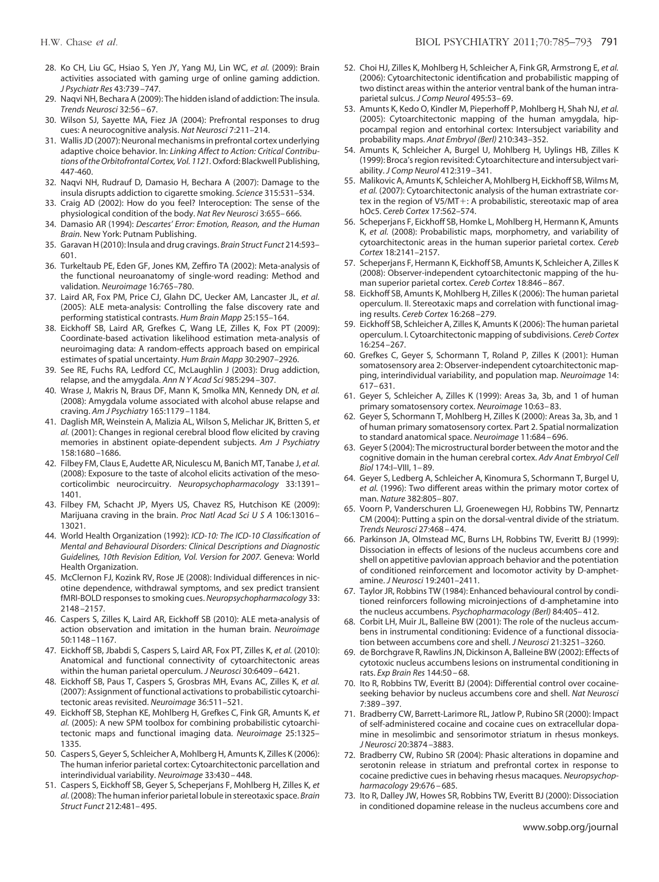28. Ko CH, Liu GC, Hsiao S, Yen JY, Yang MJ, Lin WC, *et al.* (2009): Brain activities associated with gaming urge of online gaming addiction. *J Psychiatr Res* 43:739–747.
29. Naqvi NH, Bechara A (2009): The hidden island of addiction: The insula. *Trends Neurosci* 32:56–67.
30. Wilson SJ, Sayette MA, Fiez JA (2004): Prefrontal responses to drug cues: A neurocognitive analysis. *Nat Neurosci* 7:211–214.
31. Wallis JD (2007): Neuronal mechanisms in prefrontal cortex underlying adaptive choice behavior. In: *Linking Affect to Action: Critical Contributions of the Orbitofrontal Cortex, Vol. 1121*. Oxford: Blackwell Publishing, 447-460.
32. Naqvi NH, Rudrauf D, Damasio H, Bechara A (2007): Damage to the insula disrupts addiction to cigarette smoking. *Science* 315:531–534.
33. Craig AD (2002): How do you feel? Interoception: The sense of the physiological condition of the body. *Nat Rev Neurosci* 3:655–666.
34. Damasio AR (1994): *Descartes' Error: Emotion, Reason, and the Human Brain*. New York: Putnam Publishing.
35. Garavan H (2010): Insula and drug cravings. *Brain Struct Funct* 214:593–601.
36. Turkeltaub PE, Eden GF, Jones KM, Zeffiro TA (2002): Meta-analysis of the functional neuroanatomy of single-word reading: Method and validation. *Neuroimage* 16:765–780.
37. Laird AR, Fox PM, Price CJ, Glahn DC, Uecker AM, Lancaster JL, *et al.* (2005): ALE meta-analysis: Controlling the false discovery rate and performing statistical contrasts. *Hum Brain Mapp* 25:155–164.
38. Eickhoff SB, Laird AR, Grefkes C, Wang LE, Zilles K, Fox PT (2009): Coordinate-based activation likelihood estimation meta-analysis of neuroimaging data: A random-effects approach based on empirical estimates of spatial uncertainty. *Hum Brain Mapp* 30:2907–2926.
39. See RE, Fuchs RA, Ledford CC, McLaughlin J (2003): Drug addiction, relapse, and the amygdala. *Ann N Y Acad Sci* 985:294–307.
40. Wrase J, Makris N, Braus DF, Mann K, Smolka MN, Kennedy DN, *et al.* (2008): Amygdala volume associated with alcohol abuse relapse and craving. *Am J Psychiatry* 165:1179–1184.
41. Daglish MR, Weinstein A, Malizia AL, Wilson S, Melichar JK, Britten S, *et al.* (2001): Changes in regional cerebral blood flow elicited by craving memories in abstinent opiate-dependent subjects. *Am J Psychiatry* 158:1680–1686.
42. Filbey FM, Claus E, Audette AR, Niculescu M, Banich MT, Tanabe J, *et al.* (2008): Exposure to the taste of alcohol elicits activation of the mesocorticolimbic neurocircuitry. *Neuropsychopharmacology* 33:1391–1401.
43. Filbey FM, Schacht JP, Myers US, Chavez RS, Hutchison KE (2009): Marijuana craving in the brain. *Proc Natl Acad Sci U S A* 106:13016–13021.
44. World Health Organization (1992): *ICD-10: The ICD-10 Classification of Mental and Behavioural Disorders: Clinical Descriptions and Diagnostic Guidelines, 10th Revision Edition, Vol. Version for 2007.* Geneva: World Health Organization.
45. McClernon FJ, Kozink RV, Rose JE (2008): Individual differences in nicotine dependence, withdrawal symptoms, and sex predict transient fMRI-BOLD responses to smoking cues. *Neuropsychopharmacology* 33:2148–2157.
46. Caspers S, Zilles K, Laird AR, Eickhoff SB (2010): ALE meta-analysis of action observation and imitation in the human brain. *Neuroimage* 50:1148–1167.
47. Eickhoff SB, Jbabdi S, Caspers S, Laird AR, Fox PT, Zilles K, *et al.* (2010): Anatomical and functional connectivity of cytoarchitectonic areas within the human parietal operculum. *J Neurosci* 30:6409–6421.
48. Eickhoff SB, Paus T, Caspers S, Grosbras MH, Evans AC, Zilles K, *et al.* (2007): Assignment of functional activations to probabilistic cytoarchitectonic areas revisited. *Neuroimage* 36:511–521.
49. Eickhoff SB, Stephan KE, Mohlberg H, Grefkes C, Fink GR, Amunts K, *et al.* (2005): A new SPM toolbox for combining probabilistic cytoarchitectonic maps and functional imaging data. *Neuroimage* 25:1325–1335.
50. Caspers S, Geyer S, Schleicher A, Mohlberg H, Amunts K, Zilles K (2006): The human inferior parietal cortex: Cytoarchitectonic parcellation and interindividual variability. *Neuroimage* 33:430–448.
51. Caspers S, Eickhoff SB, Geyer S, Scheperjans F, Mohlberg H, Zilles K, *et al.* (2008): The human inferior parietal lobule in stereotaxic space. *Brain Struct Funct* 212:481–495.
52. Choi HJ, Zilles K, Mohlberg H, Schleicher A, Fink GR, Armstrong E, *et al.* (2006): Cytoarchitectonic identification and probabilistic mapping of two distinct areas within the anterior ventral bank of the human intraparietal sulcus. *J Comp Neurol* 495:53–69.
53. Amunts K, Kedo O, Kindler M, Pieperhoff P, Mohlberg H, Shah NJ, *et al.* (2005): Cytoarchitectonic mapping of the human amygdala, hippocampal region and entorhinal cortex: Intersubject variability and probability maps. *Anat Embryol (Berl)* 210:343–352.
54. Amunts K, Schleicher A, Burgel U, Mohlberg H, Uylings HB, Zilles K (1999): Broca's region revisited: Cytoarchitecture and intersubject variability. *J Comp Neurol* 412:319–341.
55. Malikovic A, Amunts K, Schleicher A, Mohlberg H, Eickhoff SB, Wilms M, *et al.* (2007): Cytoarchitectonic analysis of the human extrastriate cortex in the region of V5/MT+: A probabilistic, stereotaxic map of area hOc5. *Cereb Cortex* 17:562–574.
56. Scheperjans F, Eickhoff SB, Homke L, Mohlberg H, Hermann K, Amunts K, *et al.* (2008): Probabilistic maps, morphometry, and variability of cytoarchitectonic areas in the human superior parietal cortex. *Cereb Cortex* 18:2141–2157.
57. Scheperjans F, Hermann K, Eickhoff SB, Amunts K, Schleicher A, Zilles K (2008): Observer-independent cytoarchitectonic mapping of the human superior parietal cortex. *Cereb Cortex* 18:846–867.
58. Eickhoff SB, Amunts K, Mohlberg H, Zilles K (2006): The human parietal operculum. II. Stereotaxic maps and correlation with functional imaging results. *Cereb Cortex* 16:268–279.
59. Eickhoff SB, Schleicher A, Zilles K, Amunts K (2006): The human parietal operculum. I. Cytoarchitectonic mapping of subdivisions. *Cereb Cortex* 16:254–267.
60. Grefkes C, Geyer S, Schormann T, Roland P, Zilles K (2001): Human somatosensory area 2: Observer-independent cytoarchitectonic mapping, interindividual variability, and population map. *Neuroimage* 14: 617–631.
61. Geyer S, Schleicher A, Zilles K (1999): Areas 3a, 3b, and 1 of human primary somatosensory cortex. *Neuroimage* 10:63–83.
62. Geyer S, Schormann T, Mohlberg H, Zilles K (2000): Areas 3a, 3b, and 1 of human primary somatosensory cortex. Part 2. Spatial normalization to standard anatomical space. *Neuroimage* 11:684–696.
63. Geyer S (2004): The microstructural border between the motor and the cognitive domain in the human cerebral cortex. *Adv Anat Embryol Cell Biol* 174:I–VIII, 1–89.
64. Geyer S, Ledberg A, Schleicher A, Kinomura S, Schormann T, Burgel U, *et al.* (1996): Two different areas within the primary motor cortex of man. *Nature* 382:805–807.
65. Voorn P, Vanderschuren LJ, Groenewegen HJ, Robbins TW, Pennartz CM (2004): Putting a spin on the dorsal-ventral divide of the striatum. *Trends Neurosci* 27:468–474.
66. Parkinson JA, Olmstead MC, Burns LH, Robbins TW, Everitt BJ (1999): Dissociation in effects of lesions of the nucleus accumbens core and shell on appetitive pavlovian approach behavior and the potentiation of conditioned reinforcement and locomotor activity by D-amphetamine. *J Neurosci* 19:2401–2411.
67. Taylor JR, Robbins TW (1984): Enhanced behavioural control by conditioned reinforcers following microinjections of d-amphetamine into the nucleus accumbens. *Psychopharmacology (Berl)* 84:405–412.
68. Corbit LH, Muir JL, Balleine BW (2001): The role of the nucleus accumbens in instrumental conditioning: Evidence of a functional dissociation between accumbens core and shell. *J Neurosci* 21:3251–3260.
69. de Borchgrave R, Rawlins JN, Dickinson A, Balleine BW (2002): Effects of cytotoxic nucleus accumbens lesions on instrumental conditioning in rats. *Exp Brain Res* 144:50–68.
70. Ito R, Robbins TW, Everitt BJ (2004): Differential control over cocaine-seeking behavior by nucleus accumbens core and shell. *Nat Neurosci* 7:389–397.
71. Bradberry CW, Barrett-Larimore RL, Jatlow P, Rubino SR (2000): Impact of self-administered cocaine and cocaine cues on extracellular dopamine in mesolimbic and sensorimotor striatum in rhesus monkeys. *J Neurosci* 20:3874–3883.
72. Bradberry CW, Rubino SR (2004): Phasic alterations in dopamine and serotonin release in striatum and prefrontal cortex in response to cocaine predictive cues in behaving rhesus macaques. *Neuropsychopharmacology* 29:676–685.
73. Ito R, Dalley JW, Howes SR, Robbins TW, Everitt BJ (2000): Dissociation in conditioned dopamine release in the nucleus accumbens core and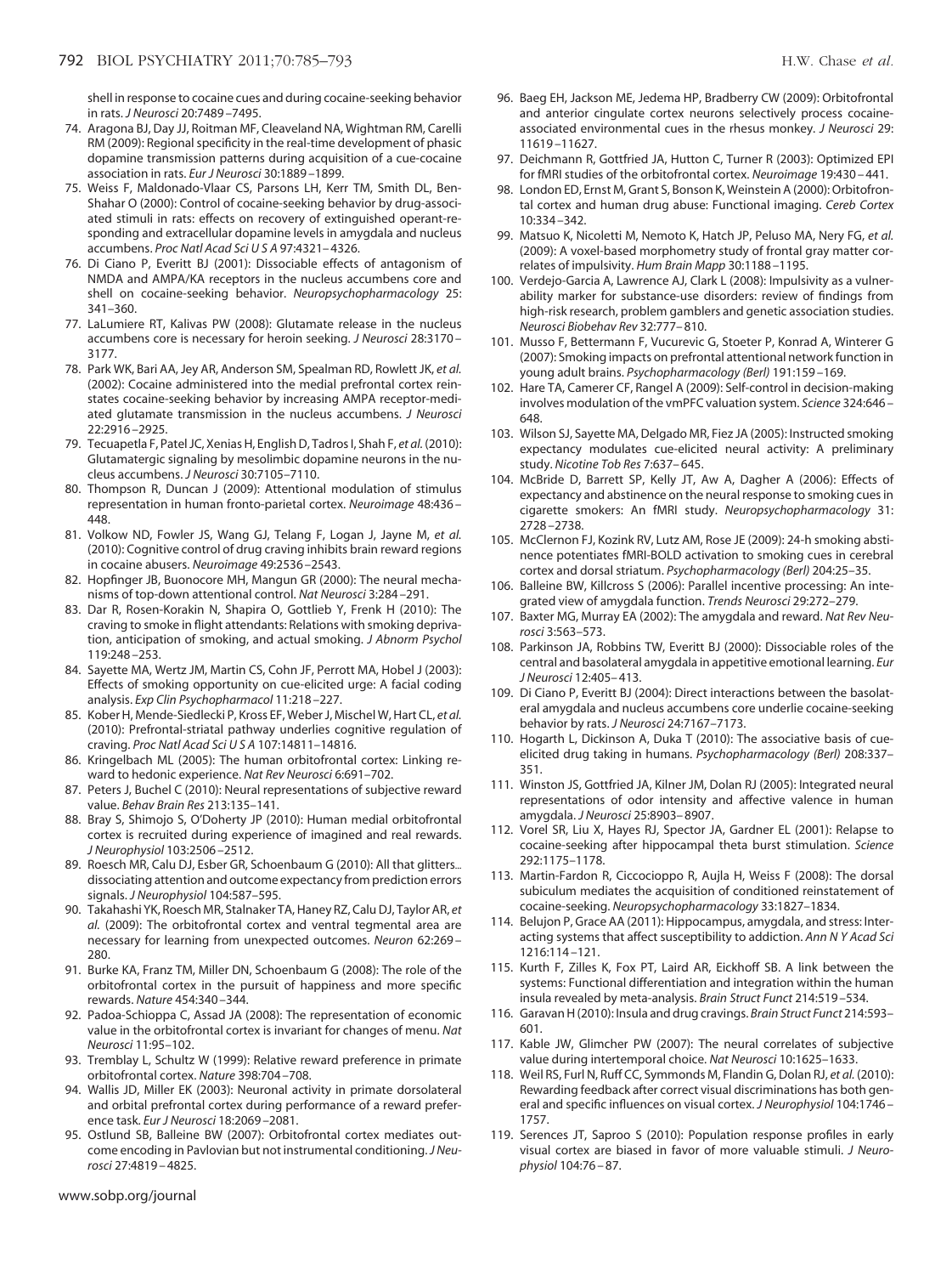shell in response to cocaine cues and during cocaine-seeking behavior in rats. *J Neurosci* 20:7489–7495.

74. Aragona BJ, Day JJ, Roitman MF, Cleaveland NA, Wightman RM, Carelli RM (2009): Regional specificity in the real-time development of phasic dopamine transmission patterns during acquisition of a cue-cocaine association in rats. *Eur J Neurosci* 30:1889–1899.
75. Weiss F, Maldonado-Vlaar CS, Parsons LH, Kerr TM, Smith DL, Ben-Shahar O (2000): Control of cocaine-seeking behavior by drug-associated stimuli in rats: effects on recovery of extinguished operant-responding and extracellular dopamine levels in amygdala and nucleus accumbens. *Proc Natl Acad Sci U S A* 97:4321–4326.
76. Di Ciano P, Everitt BJ (2001): Dissociable effects of antagonism of NMDA and AMPA/KA receptors in the nucleus accumbens core and shell on cocaine-seeking behavior. *Neuropsychopharmacology* 25: 341–360.
77. LaLumiere RT, Kalivas PW (2008): Glutamate release in the nucleus accumbens core is necessary for heroin seeking. *J Neurosci* 28:3170–3177.
78. Park WK, Bari AA, Jey AR, Anderson SM, Spealman RD, Rowlett JK, *et al.* (2002): Cocaine administered into the medial prefrontal cortex reinstates cocaine-seeking behavior by increasing AMPA receptor-mediated glutamate transmission in the nucleus accumbens. *J Neurosci* 22:2916–2925.
79. Tecuapetla F, Patel JC, Xenias H, English D, Tadros I, Shah F, *et al.* (2010): Glutamatergic signaling by mesolimbic dopamine neurons in the nucleus accumbens. *J Neurosci* 30:7105–7110.
80. Thompson R, Duncan J (2009): Attentional modulation of stimulus representation in human fronto-parietal cortex. *Neuroimage* 48:436–448.
81. Volkow ND, Fowler JS, Wang GJ, Telang F, Logan J, Jayne M, *et al.* (2010): Cognitive control of drug craving inhibits brain reward regions in cocaine abusers. *Neuroimage* 49:2536–2543.
82. Hopfinger JB, Buonocore MH, Mangun GR (2000): The neural mechanisms of top-down attentional control. *Nat Neurosci* 3:284–291.
83. Dar R, Rosen-Korakin N, Shapira O, Gottlieb Y, Frenk H (2010): The craving to smoke in flight attendants: Relations with smoking deprivation, anticipation of smoking, and actual smoking. *J Abnorm Psychol* 119:248–253.
84. Sayette MA, Wertz JM, Martin CS, Cohn JF, Perrott MA, Hobel J (2003): Effects of smoking opportunity on cue-elicited urge: A facial coding analysis. *Exp Clin Psychopharmacol* 11:218–227.
85. Kober H, Mende-Siedlecki P, Kross EF, Weber J, Mischel W, Hart CL, *et al.* (2010): Prefrontal-striatal pathway underlies cognitive regulation of craving. *Proc Natl Acad Sci U S A* 107:14811–14816.
86. Kringelbach ML (2005): The human orbitofrontal cortex: Linking reward to hedonic experience. *Nat Rev Neurosci* 6:691–702.
87. Peters J, Buchel C (2010): Neural representations of subjective reward value. *Behav Brain Res* 213:135–141.
88. Bray S, Shimojo S, O'Doherty JP (2010): Human medial orbitofrontal cortex is recruited during experience of imagined and real rewards. *J Neurophysiol* 103:2506–2512.
89. Roesch MR, Calu DJ, Esber GR, Schoenbaum G (2010): All that glitters... dissociating attention and outcome expectancy from prediction errors signals. *J Neurophysiol* 104:587–595.
90. Takahashi YK, Roesch MR, Stalnaker TA, Haney RZ, Calu DJ, Taylor AR, *et al.* (2009): The orbitofrontal cortex and ventral tegmental area are necessary for learning from unexpected outcomes. *Neuron* 62:269–280.
91. Burke KA, Franz TM, Miller DN, Schoenbaum G (2008): The role of the orbitofrontal cortex in the pursuit of happiness and more specific rewards. *Nature* 454:340–344.
92. Padoa-Schioppa C, Assad JA (2008): The representation of economic value in the orbitofrontal cortex is invariant for changes of menu. *Nat Neurosci* 11:95–102.
93. Tremblay L, Schultz W (1999): Relative reward preference in primate orbitofrontal cortex. *Nature* 398:704–708.
94. Wallis JD, Miller EK (2003): Neuronal activity in primate dorsolateral and orbital prefrontal cortex during performance of a reward preference task. *Eur J Neurosci* 18:2069–2081.
95. Ostlund SB, Balleine BW (2007): Orbitofrontal cortex mediates outcome encoding in Pavlovian but not instrumental conditioning. *J Neurosci* 27:4819–4825.
96. Baeg EH, Jackson ME, Jedema HP, Bradberry CW (2009): Orbitofrontal and anterior cingulate cortex neurons selectively process cocaine-associated environmental cues in the rhesus monkey. *J Neurosci* 29: 11619–11627.
97. Deichmann R, Gottfried JA, Hutton C, Turner R (2003): Optimized EPI for fMRI studies of the orbitofrontal cortex. *Neuroimage* 19:430–441.
98. London ED, Ernst M, Grant S, Bonson K, Weinstein A (2000): Orbitofrontal cortex and human drug abuse: Functional imaging. *Cereb Cortex* 10:334–342.
99. Matsuo K, Nicoletti M, Nemoto K, Hatch JP, Peluso MA, Nery FG, *et al.* (2009): A voxel-based morphometry study of frontal gray matter correlates of impulsivity. *Hum Brain Mapp* 30:1188–1195.
100. Verdejo-Garcia A, Lawrence AJ, Clark L (2008): Impulsivity as a vulnerability marker for substance-use disorders: review of findings from high-risk research, problem gamblers and genetic association studies. *Neurosci Biobehav Rev* 32:777–810.
101. Musso F, Bettermann F, Vucurevic G, Stoeter P, Konrad A, Winterer G (2007): Smoking impacts on prefrontal attentional network function in young adult brains. *Psychopharmacology (Berl)* 191:159–169.
102. Hare TA, Camerer CF, Rangel A (2009): Self-control in decision-making involves modulation of the vmPFC valuation system. *Science* 324:646–648.
103. Wilson SJ, Sayette MA, Delgado MR, Fiez JA (2005): Instructed smoking expectancy modulates cue-elicited neural activity: A preliminary study. *Nicotine Tob Res* 7:637–645.
104. McBride D, Barrett SP, Kelly JT, Aw A, Dagher A (2006): Effects of expectancy and abstinence on the neural response to smoking cues in cigarette smokers: An fMRI study. *Neuropsychopharmacology* 31: 2728–2738.
105. McClernon FJ, Kozink RV, Lutz AM, Rose JE (2009): 24-h smoking abstinence potentiates fMRI-BOLD activation to smoking cues in cerebral cortex and dorsal striatum. *Psychopharmacology (Berl)* 204:25–35.
106. Balleine BW, Killcross S (2006): Parallel incentive processing: An integrated view of amygdala function. *Trends Neurosci* 29:272–279.
107. Baxter MG, Murray EA (2002): The amygdala and reward. *Nat Rev Neurosci* 3:563–573.
108. Parkinson JA, Robbins TW, Everitt BJ (2000): Dissociable roles of the central and basolateral amygdala in appetitive emotional learning. *Eur J Neurosci* 12:405–413.
109. Di Ciano P, Everitt BJ (2004): Direct interactions between the basolateral amygdala and nucleus accumbens core underlie cocaine-seeking behavior by rats. *J Neurosci* 24:7167–7173.
110. Hogarth L, Dickinson A, Duka T (2010): The associative basis of cue-elicited drug taking in humans. *Psychopharmacology (Berl)* 208:337–351.
111. Winston JS, Gottfried JA, Kilner JM, Dolan RJ (2005): Integrated neural representations of odor intensity and affective valence in human amygdala. *J Neurosci* 25:8903–8907.
112. Vorel SR, Liu X, Hayes RJ, Spector JA, Gardner EL (2001): Relapse to cocaine-seeking after hippocampal theta burst stimulation. *Science* 292:1175–1178.
113. Martin-Fardon R, Ciccocioppo R, Aujla H, Weiss F (2008): The dorsal subiculum mediates the acquisition of conditioned reinstatement of cocaine-seeking. *Neuropsychopharmacology* 33:1827–1834.
114. Belujon P, Grace AA (2011): Hippocampus, amygdala, and stress: Interacting systems that affect susceptibility to addiction. *Ann N Y Acad Sci* 1216:114–121.
115. Kurth F, Zilles K, Fox PT, Laird AR, Eickhoff SB. A link between the systems: Functional differentiation and integration within the human insula revealed by meta-analysis. *Brain Struct Funct* 214:519–534.
116. Garavan H (2010): Insula and drug cravings. *Brain Struct Funct* 214:593–601.
117. Kable JW, Glimcher PW (2007): The neural correlates of subjective value during intertemporal choice. *Nat Neurosci* 10:1625–1633.
118. Weil RS, Furl N, Ruff CC, Symmonds M, Flandin G, Dolan RJ, *et al.* (2010): Rewarding feedback after correct visual discriminations has both general and specific influences on visual cortex. *J Neurophysiol* 104:1746–1757.
119. Serences JT, Saproo S (2010): Population response profiles in early visual cortex are biased in favor of more valuable stimuli. *J Neurophysiol* 104:76–87.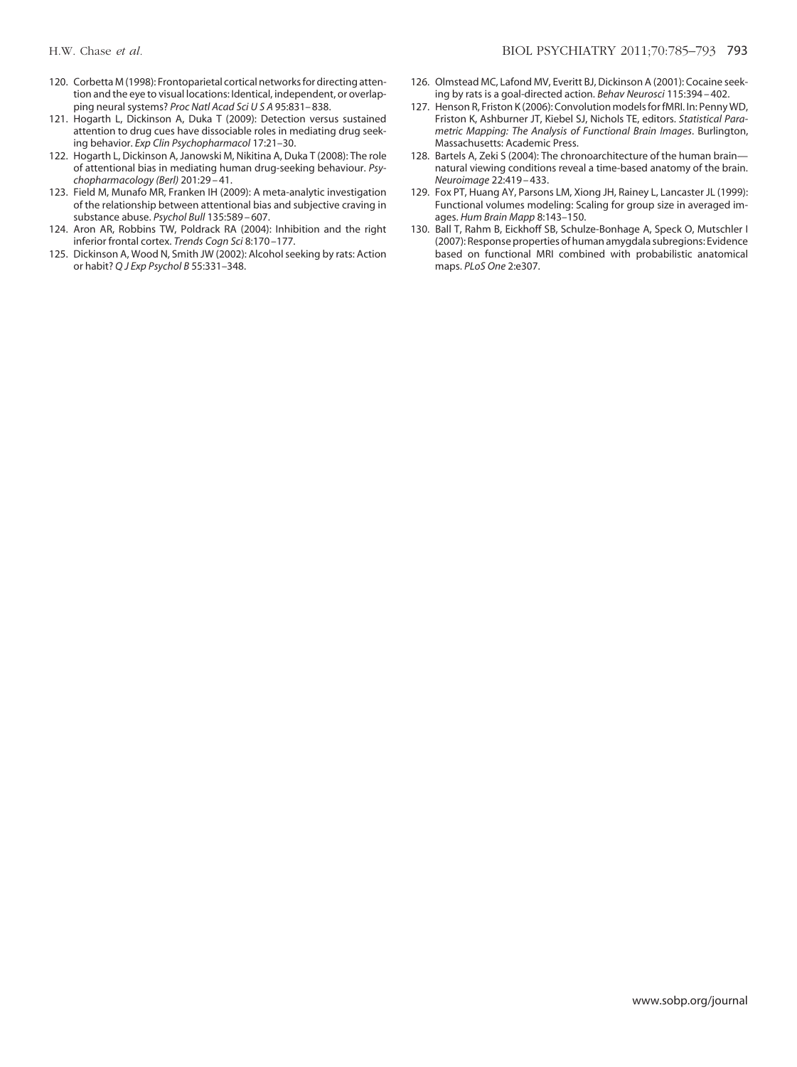120. Corbetta M (1998): Frontoparietal cortical networks for directing attention and the eye to visual locations: Identical, independent, or overlapping neural systems? *Proc Natl Acad Sci U S A* 95:831–838.
121. Hogarth L, Dickinson A, Duka T (2009): Detection versus sustained attention to drug cues have dissociable roles in mediating drug seeking behavior. *Exp Clin Psychopharmacol* 17:21–30.
122. Hogarth L, Dickinson A, Janowski M, Nikitina A, Duka T (2008): The role of attentional bias in mediating human drug-seeking behaviour. *Psychopharmacology (Berl)* 201:29–41.
123. Field M, Munafo MR, Franken IH (2009): A meta-analytic investigation of the relationship between attentional bias and subjective craving in substance abuse. *Psychol Bull* 135:589–607.
124. Aron AR, Robbins TW, Poldrack RA (2004): Inhibition and the right inferior frontal cortex. *Trends Cogn Sci* 8:170–177.
125. Dickinson A, Wood N, Smith JW (2002): Alcohol seeking by rats: Action or habit? *Q J Exp Psychol B* 55:331–348.
126. Olmstead MC, Lafond MV, Everitt BJ, Dickinson A (2001): Cocaine seeking by rats is a goal-directed action. *Behav Neurosci* 115:394–402.
127. Henson R, Friston K (2006): Convolution models for fMRI. In: Penny WD, Friston K, Ashburner JT, Kiebel SJ, Nichols TE, editors. *Statistical Parametric Mapping: The Analysis of Functional Brain Images*. Burlington, Massachusetts: Academic Press.
128. Bartels A, Zeki S (2004): The chronoarchitecture of the human brain—natural viewing conditions reveal a time-based anatomy of the brain. *Neuroimage* 22:419–433.
129. Fox PT, Huang AY, Parsons LM, Xiong JH, Rainey L, Lancaster JL (1999): Functional volumes modeling: Scaling for group size in averaged images. *Hum Brain Mapp* 8:143–150.
130. Ball T, Rahm B, Eickhoff SB, Schulze-Bonhage A, Speck O, Mutschler I (2007): Response properties of human amygdala subregions: Evidence based on functional MRI combined with probabilistic anatomical maps. *PLoS One* 2:e307.